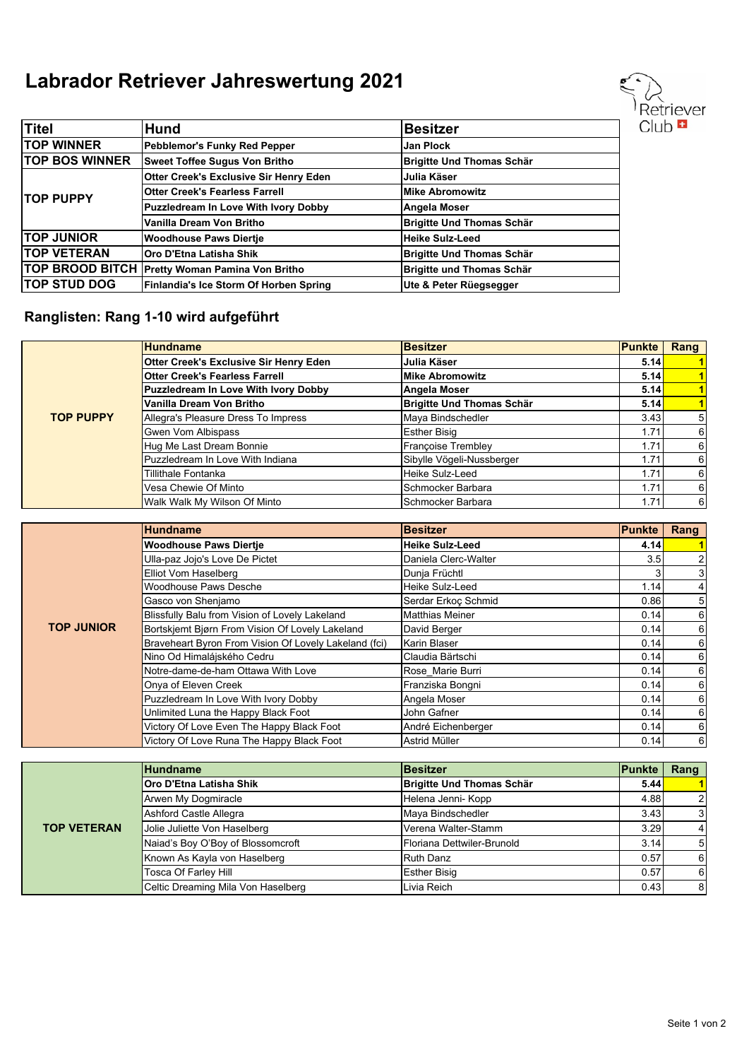# Labrador Retriever Jahreswertung 2021

Retriever Club

| Titel | Hund | Besitzer |
|---|---|---|
| **TOP WINNER** | **Pebblemor's Funky Red Pepper** | **Jan Plock** |
| **TOP BOS WINNER** | **Sweet Toffee Sugus Von Britho** | **Brigitte Und Thomas Schär** |
| **TOP PUPPY** | **Otter Creek's Exclusive Sir Henry Eden** | **Julia Käser** |
| | **Otter Creek's Fearless Farrell** | **Mike Abromowitz** |
| | **Puzzledream In Love With Ivory Dobby** | **Angela Moser** |
| | **Vanilla Dream Von Britho** | **Brigitte Und Thomas Schär** |
| **TOP JUNIOR** | **Woodhouse Paws Diertje** | **Heike Sulz-Leed** |
| **TOP VETERAN** | **Oro D'Etna Latisha Shik** | **Brigitte Und Thomas Schär** |
| **TOP BROOD BITCH** | **Pretty Woman Pamina Von Britho** | **Brigitte und Thomas Schär** |
| **TOP STUD DOG** | **Finlandia's Ice Storm Of Horben Spring** | **Ute & Peter Rüegsegger** |

## Ranglisten: Rang 1-10 wird aufgeführt

| | Hundname | Besitzer | Punkte | Rang |
|---|---|---|---|---|
| **TOP PUPPY** | **Otter Creek's Exclusive Sir Henry Eden** | **Julia Käser** | **5.14** | **1** |
| | **Otter Creek's Fearless Farrell** | **Mike Abromowitz** | **5.14** | **1** |
| | **Puzzledream In Love With Ivory Dobby** | **Angela Moser** | **5.14** | **1** |
| | **Vanilla Dream Von Britho** | **Brigitte Und Thomas Schär** | **5.14** | **1** |
| | Allegra's Pleasure Dress To Impress | Maya Bindschedler | 3.43 | 5 |
| | Gwen Vom Albispass | Esther Bisig | 1.71 | 6 |
| | Hug Me Last Dream Bonnie | Françoise Trembley | 1.71 | 6 |
| | Puzzledream In Love With Indiana | Sibylle Vögeli-Nussberger | 1.71 | 6 |
| | Tillithale Fontanka | Heike Sulz-Leed | 1.71 | 6 |
| | Vesa Chewie Of Minto | Schmocker Barbara | 1.71 | 6 |
| | Walk Walk My Wilson Of Minto | Schmocker Barbara | 1.71 | 6 |

| | Hundname | Besitzer | Punkte | Rang |
|---|---|---|---|---|
| **TOP JUNIOR** | **Woodhouse Paws Diertje** | **Heike Sulz-Leed** | **4.14** | **1** |
| | Ulla-paz Jojo's Love De Pictet | Daniela Clerc-Walter | 3.5 | 2 |
| | Elliot Vom Haselberg | Dunja Früchtl | 3 | 3 |
| | Woodhouse Paws Desche | Heike Sulz-Leed | 1.14 | 4 |
| | Gasco von Shenjamo | Serdar Erkoç Schmid | 0.86 | 5 |
| | Blissfully Balu from Vision of Lovely Lakeland | Matthias Meiner | 0.14 | 6 |
| | Bortskjemt Bjørn From Vision Of Lovely Lakeland | David Berger | 0.14 | 6 |
| | Braveheart Byron From Vision Of Lovely Lakeland (fci) | Karin Blaser | 0.14 | 6 |
| | Nino Od Himalájského Cedru | Claudia Bärtschi | 0.14 | 6 |
| | Notre-dame-de-ham Ottawa With Love | Rose_Marie Burri | 0.14 | 6 |
| | Onya of Eleven Creek | Franziska Bongni | 0.14 | 6 |
| | Puzzledream In Love With Ivory Dobby | Angela Moser | 0.14 | 6 |
| | Unlimited Luna the Happy Black Foot | John Gafner | 0.14 | 6 |
| | Victory Of Love Even The Happy Black Foot | André Eichenberger | 0.14 | 6 |
| | Victory Of Love Runa The Happy Black Foot | Astrid Müller | 0.14 | 6 |

| | Hundname | Besitzer | Punkte | Rang |
|---|---|---|---|---|
| **TOP VETERAN** | **Oro D'Etna Latisha Shik** | **Brigitte Und Thomas Schär** | **5.44** | **1** |
| | Arwen My Dogmiracle | Helena Jenni- Kopp | 4.88 | 2 |
| | Ashford Castle Allegra | Maya Bindschedler | 3.43 | 3 |
| | Jolie Juliette Von Haselberg | Verena Walter-Stamm | 3.29 | 4 |
| | Naiad's Boy O'Boy of Blossomcroft | Floriana Dettwiler-Brunold | 3.14 | 5 |
| | Known As Kayla von Haselberg | Ruth Danz | 0.57 | 6 |
| | Tosca Of Farley Hill | Esther Bisig | 0.57 | 6 |
| | Celtic Dreaming Mila Von Haselberg | Livia Reich | 0.43 | 8 |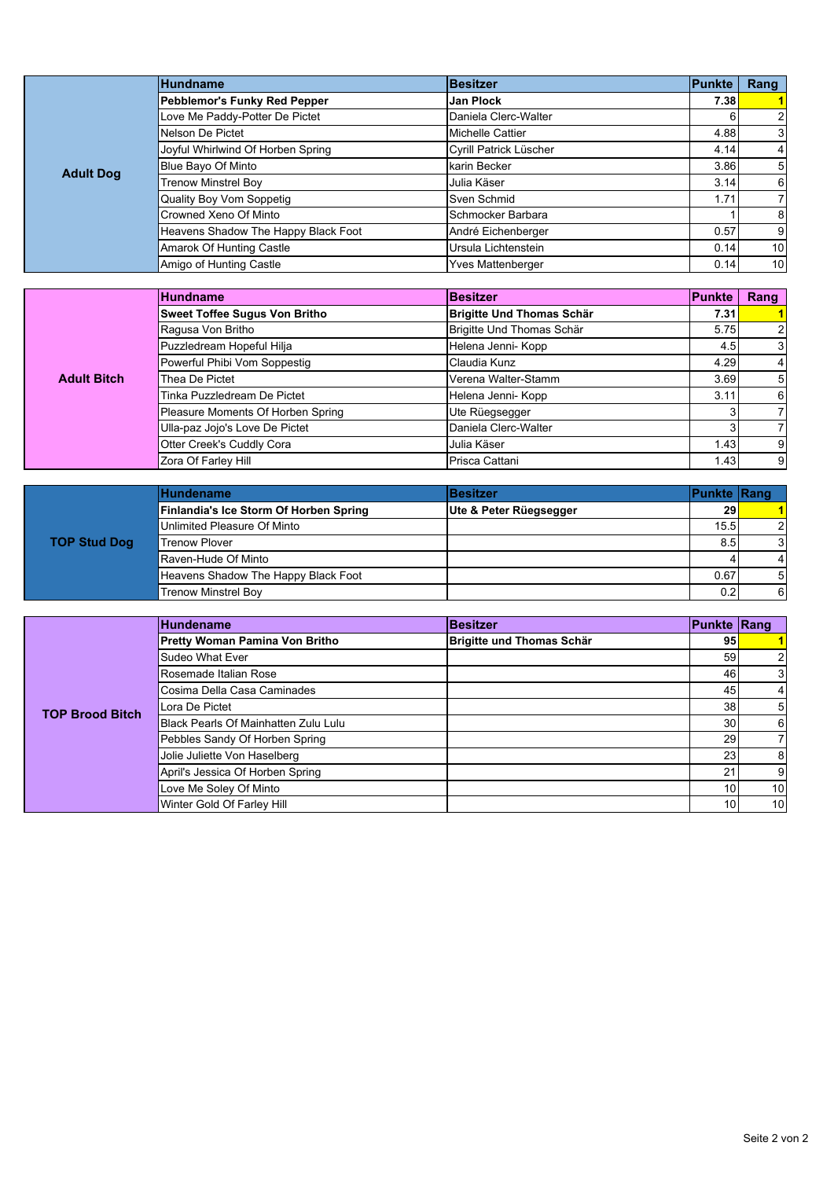| Adult Dog | Hundname | Besitzer | Punkte | Rang |
|---|---|---|---|---|
| | **Pebblemor's Funky Red Pepper** | **Jan Plock** | **7.38** | **1** |
| | Love Me Paddy-Potter De Pictet | Daniela Clerc-Walter | 6 | 2 |
| | Nelson De Pictet | Michelle Cattier | 4.88 | 3 |
| | Joyful Whirlwind Of Horben Spring | Cyrill Patrick Lüscher | 4.14 | 4 |
| | Blue Bayo Of Minto | karin Becker | 3.86 | 5 |
| | Trenow Minstrel Boy | Julia Käser | 3.14 | 6 |
| | Quality Boy Vom Soppetig | Sven Schmid | 1.71 | 7 |
| | Crowned Xeno Of Minto | Schmocker Barbara | 1 | 8 |
| | Heavens Shadow The Happy Black Foot | André Eichenberger | 0.57 | 9 |
| | Amarok Of Hunting Castle | Ursula Lichtenstein | 0.14 | 10 |
| | Amigo of Hunting Castle | Yves Mattenberger | 0.14 | 10 |

| Adult Bitch | Hundname | Besitzer | Punkte | Rang |
|---|---|---|---|---|
| | **Sweet Toffee Sugus Von Britho** | **Brigitte Und Thomas Schär** | **7.31** | **1** |
| | Ragusa Von Britho | Brigitte Und Thomas Schär | 5.75 | 2 |
| | Puzzledream Hopeful Hilja | Helena Jenni- Kopp | 4.5 | 3 |
| | Powerful Phibi Vom Soppestig | Claudia Kunz | 4.29 | 4 |
| | Thea De Pictet | Verena Walter-Stamm | 3.69 | 5 |
| | Tinka Puzzledream De Pictet | Helena Jenni- Kopp | 3.11 | 6 |
| | Pleasure Moments Of Horben Spring | Ute Rüegsegger | 3 | 7 |
| | Ulla-paz Jojo's Love De Pictet | Daniela Clerc-Walter | 3 | 7 |
| | Otter Creek's Cuddly Cora | Julia Käser | 1.43 | 9 |
| | Zora Of Farley Hill | Prisca Cattani | 1.43 | 9 |

| TOP Stud Dog | Hundename | Besitzer | Punkte | Rang |
|---|---|---|---|---|
| | **Finlandia's Ice Storm Of Horben Spring** | **Ute & Peter Rüegsegger** | **29** | **1** |
| | Unlimited Pleasure Of Minto | | 15.5 | 2 |
| | Trenow Plover | | 8.5 | 3 |
| | Raven-Hude Of Minto | | 4 | 4 |
| | Heavens Shadow The Happy Black Foot | | 0.67 | 5 |
| | Trenow Minstrel Boy | | 0.2 | 6 |

| TOP Brood Bitch | Hundename | Besitzer | Punkte | Rang |
|---|---|---|---|---|
| | **Pretty Woman Pamina Von Britho** | **Brigitte und Thomas Schär** | **95** | **1** |
| | Sudeo What Ever | | 59 | 2 |
| | Rosemade Italian Rose | | 46 | 3 |
| | Cosima Della Casa Caminades | | 45 | 4 |
| | Lora De Pictet | | 38 | 5 |
| | Black Pearls Of Mainhatten Zulu Lulu | | 30 | 6 |
| | Pebbles Sandy Of Horben Spring | | 29 | 7 |
| | Jolie Juliette Von Haselberg | | 23 | 8 |
| | April's Jessica Of Horben Spring | | 21 | 9 |
| | Love Me Soley Of Minto | | 10 | 10 |
| | Winter Gold Of Farley Hill | | 10 | 10 |